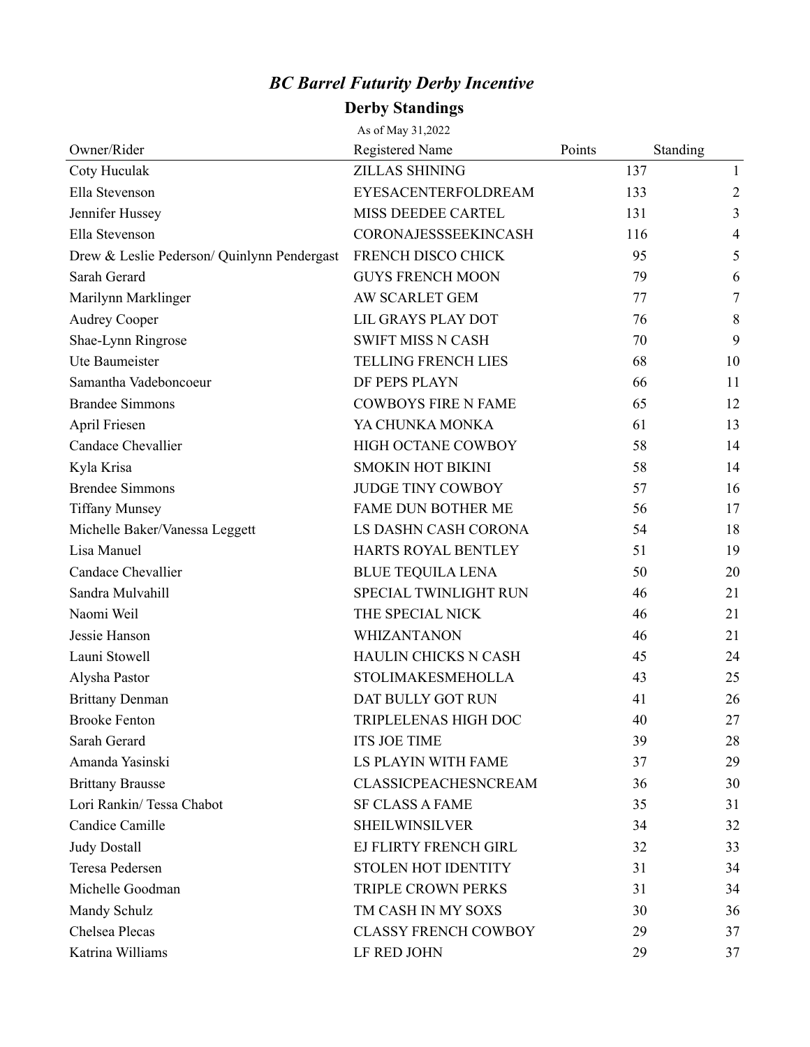# *BC Barrel Futurity Derby Incentive*

## Derby Standings

As of May 31,2022

| Owner/Rider | Registered Name | Points | Standing |
|---|---|---|---|
| Coty Huculak | ZILLAS SHINING | 137 | 1 |
| Ella Stevenson | EYESACENTERFOLDREAM | 133 | 2 |
| Jennifer Hussey | MISS DEEDEE CARTEL | 131 | 3 |
| Ella Stevenson | CORONAJESSSEEKINCASH | 116 | 4 |
| Drew & Leslie Pederson/ Quinlynn Pendergast | FRENCH DISCO CHICK | 95 | 5 |
| Sarah Gerard | GUYS FRENCH MOON | 79 | 6 |
| Marilynn Marklinger | AW SCARLET GEM | 77 | 7 |
| Audrey Cooper | LIL GRAYS PLAY DOT | 76 | 8 |
| Shae-Lynn Ringrose | SWIFT MISS N CASH | 70 | 9 |
| Ute Baumeister | TELLING FRENCH LIES | 68 | 10 |
| Samantha Vadeboncoeur | DF PEPS PLAYN | 66 | 11 |
| Brandee Simmons | COWBOYS FIRE N FAME | 65 | 12 |
| April Friesen | YA CHUNKA MONKA | 61 | 13 |
| Candace Chevallier | HIGH OCTANE COWBOY | 58 | 14 |
| Kyla Krisa | SMOKIN HOT BIKINI | 58 | 14 |
| Brendee Simmons | JUDGE TINY COWBOY | 57 | 16 |
| Tiffany Munsey | FAME DUN BOTHER ME | 56 | 17 |
| Michelle Baker/Vanessa Leggett | LS DASHN CASH CORONA | 54 | 18 |
| Lisa Manuel | HARTS ROYAL BENTLEY | 51 | 19 |
| Candace Chevallier | BLUE TEQUILA LENA | 50 | 20 |
| Sandra Mulvahill | SPECIAL TWINLIGHT RUN | 46 | 21 |
| Naomi Weil | THE SPECIAL NICK | 46 | 21 |
| Jessie Hanson | WHIZANTANON | 46 | 21 |
| Launi Stowell | HAULIN CHICKS N CASH | 45 | 24 |
| Alysha Pastor | STOLIMAKESMEHOLLA | 43 | 25 |
| Brittany Denman | DAT BULLY GOT RUN | 41 | 26 |
| Brooke Fenton | TRIPLELENAS HIGH DOC | 40 | 27 |
| Sarah Gerard | ITS JOE TIME | 39 | 28 |
| Amanda Yasinski | LS PLAYIN WITH FAME | 37 | 29 |
| Brittany Brausse | CLASSICPEACHESNCREAM | 36 | 30 |
| Lori Rankin/ Tessa Chabot | SF CLASS A FAME | 35 | 31 |
| Candice Camille | SHEILWINSILVER | 34 | 32 |
| Judy Dostall | EJ FLIRTY FRENCH GIRL | 32 | 33 |
| Teresa Pedersen | STOLEN HOT IDENTITY | 31 | 34 |
| Michelle Goodman | TRIPLE CROWN PERKS | 31 | 34 |
| Mandy Schulz | TM CASH IN MY SOXS | 30 | 36 |
| Chelsea Plecas | CLASSY FRENCH COWBOY | 29 | 37 |
| Katrina Williams | LF RED JOHN | 29 | 37 |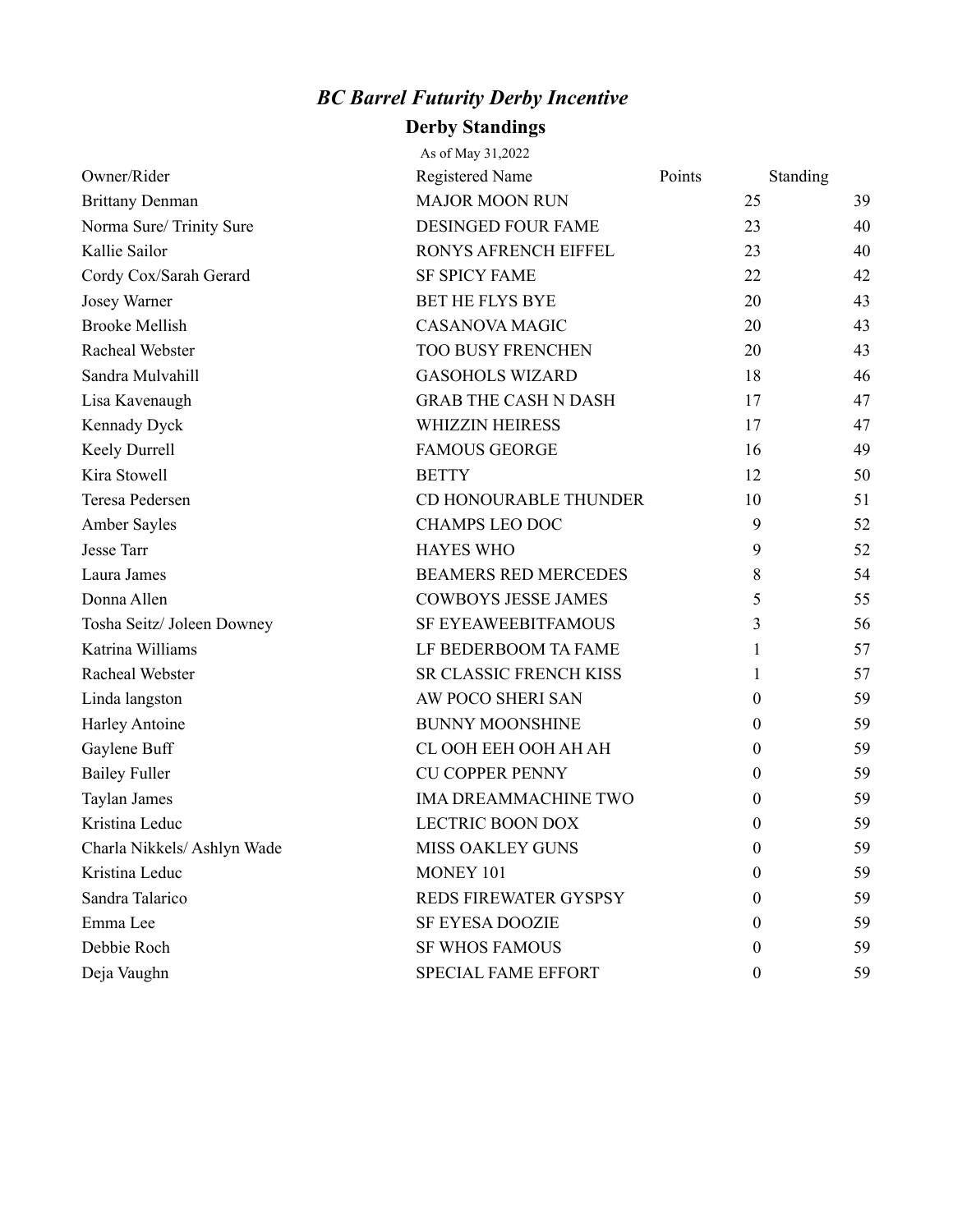## *BC Barrel Futurity Derby Incentive*

### Derby Standings

As of May 31,2022

| Owner/Rider | Registered Name | Points | Standing |
|---|---|---|---|
| Brittany Denman | MAJOR MOON RUN | 25 | 39 |
| Norma Sure/ Trinity Sure | DESINGED FOUR FAME | 23 | 40 |
| Kallie Sailor | RONYS AFRENCH EIFFEL | 23 | 40 |
| Cordy Cox/Sarah Gerard | SF SPICY FAME | 22 | 42 |
| Josey Warner | BET HE FLYS BYE | 20 | 43 |
| Brooke Mellish | CASANOVA MAGIC | 20 | 43 |
| Racheal Webster | TOO BUSY FRENCHEN | 20 | 43 |
| Sandra Mulvahill | GASOHOLS WIZARD | 18 | 46 |
| Lisa Kavenaugh | GRAB THE CASH N DASH | 17 | 47 |
| Kennady Dyck | WHIZZIN HEIRESS | 17 | 47 |
| Keely Durrell | FAMOUS GEORGE | 16 | 49 |
| Kira Stowell | BETTY | 12 | 50 |
| Teresa Pedersen | CD HONOURABLE THUNDER | 10 | 51 |
| Amber Sayles | CHAMPS LEO DOC | 9 | 52 |
| Jesse Tarr | HAYES WHO | 9 | 52 |
| Laura James | BEAMERS RED MERCEDES | 8 | 54 |
| Donna Allen | COWBOYS JESSE JAMES | 5 | 55 |
| Tosha Seitz/ Joleen Downey | SF EYEAWEEBITFAMOUS | 3 | 56 |
| Katrina Williams | LF BEDERBOOM TA FAME | 1 | 57 |
| Racheal Webster | SR CLASSIC FRENCH KISS | 1 | 57 |
| Linda langston | AW POCO SHERI SAN | 0 | 59 |
| Harley Antoine | BUNNY MOONSHINE | 0 | 59 |
| Gaylene Buff | CL OOH EEH OOH AH AH | 0 | 59 |
| Bailey Fuller | CU COPPER PENNY | 0 | 59 |
| Taylan James | IMA DREAMMACHINE TWO | 0 | 59 |
| Kristina Leduc | LECTRIC BOON DOX | 0 | 59 |
| Charla Nikkels/ Ashlyn Wade | MISS OAKLEY GUNS | 0 | 59 |
| Kristina Leduc | MONEY 101 | 0 | 59 |
| Sandra Talarico | REDS FIREWATER GYSPSY | 0 | 59 |
| Emma Lee | SF EYESA DOOZIE | 0 | 59 |
| Debbie Roch | SF WHOS FAMOUS | 0 | 59 |
| Deja Vaughn | SPECIAL FAME EFFORT | 0 | 59 |